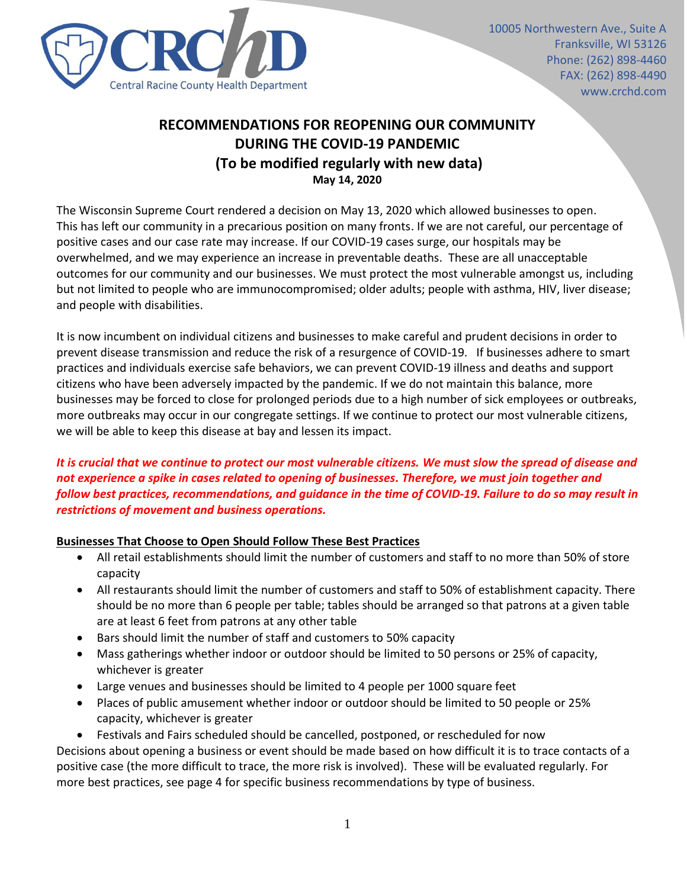Central Racine County Health Department

10005 Northwestern Ave., Suite A
Franksville, WI 53126
Phone: (262) 898-4460
FAX: (262) 898-4490
www.crchd.com

# RECOMMENDATIONS FOR REOPENING OUR COMMUNITY DURING THE COVID-19 PANDEMIC
## (To be modified regularly with new data)
**May 14, 2020**

The Wisconsin Supreme Court rendered a decision on May 13, 2020 which allowed businesses to open. This has left our community in a precarious position on many fronts. If we are not careful, our percentage of positive cases and our case rate may increase. If our COVID-19 cases surge, our hospitals may be overwhelmed, and we may experience an increase in preventable deaths. These are all unacceptable outcomes for our community and our businesses. We must protect the most vulnerable amongst us, including but not limited to people who are immunocompromised; older adults; people with asthma, HIV, liver disease; and people with disabilities.

It is now incumbent on individual citizens and businesses to make careful and prudent decisions in order to prevent disease transmission and reduce the risk of a resurgence of COVID-19. If businesses adhere to smart practices and individuals exercise safe behaviors, we can prevent COVID-19 illness and deaths and support citizens who have been adversely impacted by the pandemic. If we do not maintain this balance, more businesses may be forced to close for prolonged periods due to a high number of sick employees or outbreaks, more outbreaks may occur in our congregate settings. If we continue to protect our most vulnerable citizens, we will be able to keep this disease at bay and lessen its impact.

***It is crucial that we continue to protect our most vulnerable citizens. We must slow the spread of disease and not experience a spike in cases related to opening of businesses. Therefore, we must join together and follow best practices, recommendations, and guidance in the time of COVID-19. Failure to do so may result in restrictions of movement and business operations.***

**Businesses That Choose to Open Should Follow These Best Practices**

- All retail establishments should limit the number of customers and staff to no more than 50% of store capacity
- All restaurants should limit the number of customers and staff to 50% of establishment capacity. There should be no more than 6 people per table; tables should be arranged so that patrons at a given table are at least 6 feet from patrons at any other table
- Bars should limit the number of staff and customers to 50% capacity
- Mass gatherings whether indoor or outdoor should be limited to 50 persons or 25% of capacity, whichever is greater
- Large venues and businesses should be limited to 4 people per 1000 square feet
- Places of public amusement whether indoor or outdoor should be limited to 50 people or 25% capacity, whichever is greater
- Festivals and Fairs scheduled should be cancelled, postponed, or rescheduled for now

Decisions about opening a business or event should be made based on how difficult it is to trace contacts of a positive case (the more difficult to trace, the more risk is involved). These will be evaluated regularly. For more best practices, see page 4 for specific business recommendations by type of business.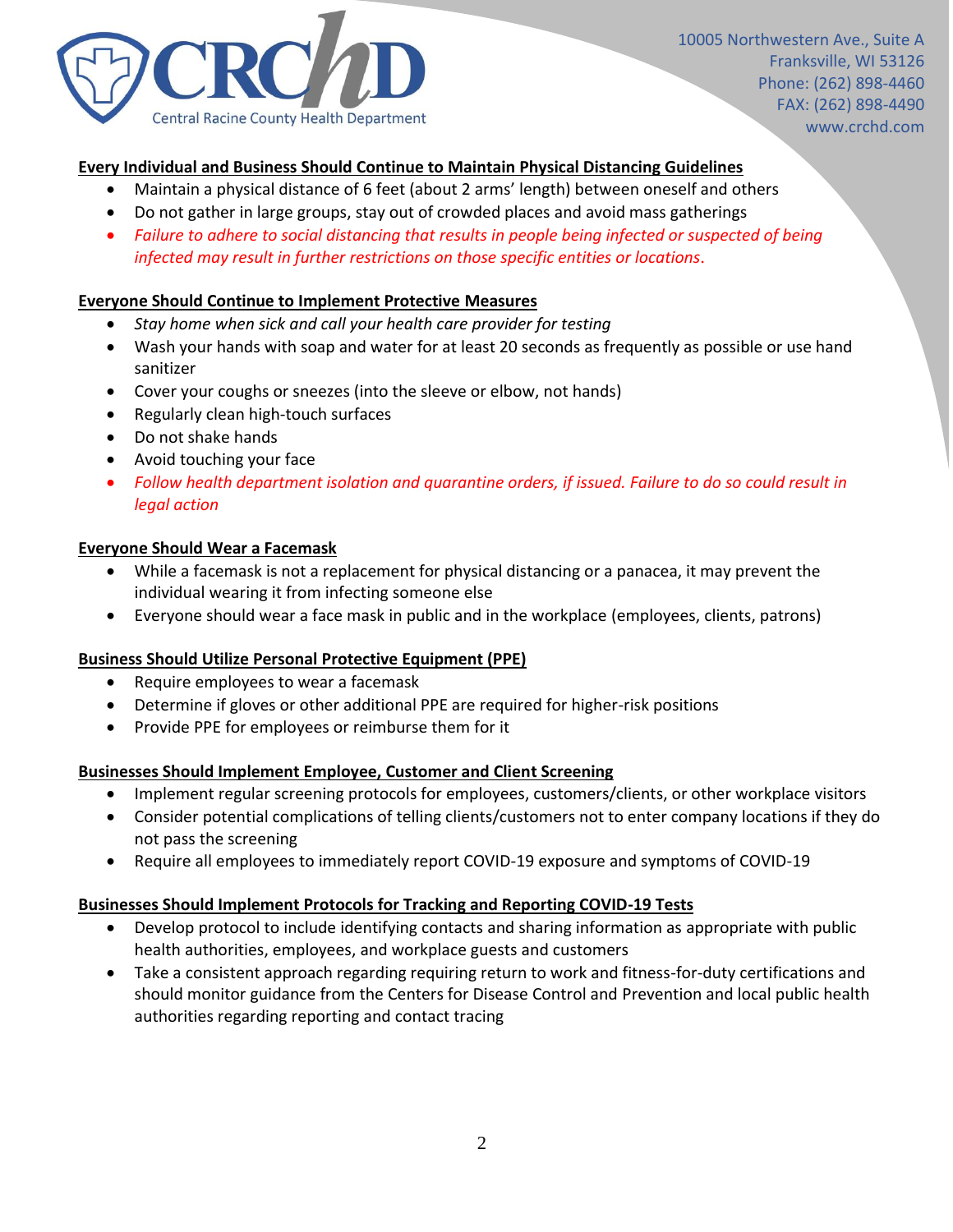**Every Individual and Business Should Continue to Maintain Physical Distancing Guidelines**

- Maintain a physical distance of 6 feet (about 2 arms' length) between oneself and others
- Do not gather in large groups, stay out of crowded places and avoid mass gatherings
- *Failure to adhere to social distancing that results in people being infected or suspected of being infected may result in further restrictions on those specific entities or locations.*

**Everyone Should Continue to Implement Protective Measures**

- *Stay home when sick and call your health care provider for testing*
- Wash your hands with soap and water for at least 20 seconds as frequently as possible or use hand sanitizer
- Cover your coughs or sneezes (into the sleeve or elbow, not hands)
- Regularly clean high-touch surfaces
- Do not shake hands
- Avoid touching your face
- *Follow health department isolation and quarantine orders, if issued. Failure to do so could result in legal action*

**Everyone Should Wear a Facemask**

- While a facemask is not a replacement for physical distancing or a panacea, it may prevent the individual wearing it from infecting someone else
- Everyone should wear a face mask in public and in the workplace (employees, clients, patrons)

**Business Should Utilize Personal Protective Equipment (PPE)**

- Require employees to wear a facemask
- Determine if gloves or other additional PPE are required for higher-risk positions
- Provide PPE for employees or reimburse them for it

**Businesses Should Implement Employee, Customer and Client Screening**

- Implement regular screening protocols for employees, customers/clients, or other workplace visitors
- Consider potential complications of telling clients/customers not to enter company locations if they do not pass the screening
- Require all employees to immediately report COVID-19 exposure and symptoms of COVID-19

**Businesses Should Implement Protocols for Tracking and Reporting COVID-19 Tests**

- Develop protocol to include identifying contacts and sharing information as appropriate with public health authorities, employees, and workplace guests and customers
- Take a consistent approach regarding requiring return to work and fitness-for-duty certifications and should monitor guidance from the Centers for Disease Control and Prevention and local public health authorities regarding reporting and contact tracing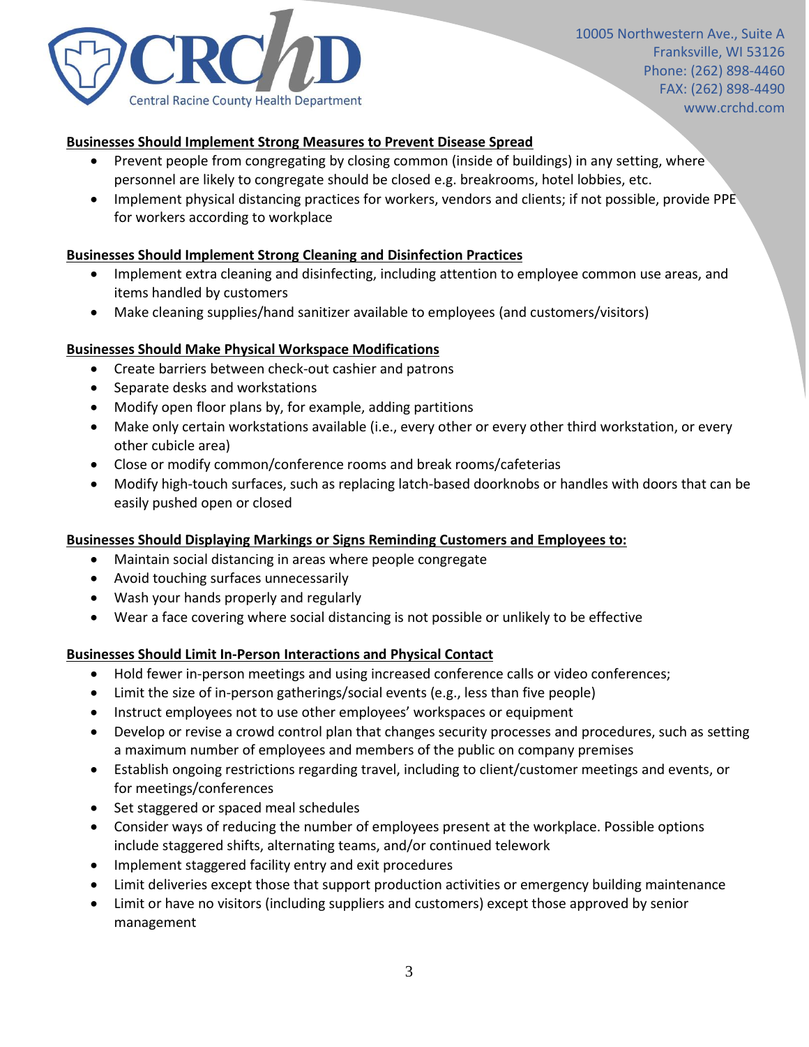**Businesses Should Implement Strong Measures to Prevent Disease Spread**

- Prevent people from congregating by closing common (inside of buildings) in any setting, where personnel are likely to congregate should be closed e.g. breakrooms, hotel lobbies, etc.
- Implement physical distancing practices for workers, vendors and clients; if not possible, provide PPE for workers according to workplace

**Businesses Should Implement Strong Cleaning and Disinfection Practices**

- Implement extra cleaning and disinfecting, including attention to employee common use areas, and items handled by customers
- Make cleaning supplies/hand sanitizer available to employees (and customers/visitors)

**Businesses Should Make Physical Workspace Modifications**

- Create barriers between check-out cashier and patrons
- Separate desks and workstations
- Modify open floor plans by, for example, adding partitions
- Make only certain workstations available (i.e., every other or every other third workstation, or every other cubicle area)
- Close or modify common/conference rooms and break rooms/cafeterias
- Modify high-touch surfaces, such as replacing latch-based doorknobs or handles with doors that can be easily pushed open or closed

**Businesses Should Displaying Markings or Signs Reminding Customers and Employees to:**

- Maintain social distancing in areas where people congregate
- Avoid touching surfaces unnecessarily
- Wash your hands properly and regularly
- Wear a face covering where social distancing is not possible or unlikely to be effective

**Businesses Should Limit In-Person Interactions and Physical Contact**

- Hold fewer in-person meetings and using increased conference calls or video conferences;
- Limit the size of in-person gatherings/social events (e.g., less than five people)
- Instruct employees not to use other employees' workspaces or equipment
- Develop or revise a crowd control plan that changes security processes and procedures, such as setting a maximum number of employees and members of the public on company premises
- Establish ongoing restrictions regarding travel, including to client/customer meetings and events, or for meetings/conferences
- Set staggered or spaced meal schedules
- Consider ways of reducing the number of employees present at the workplace. Possible options include staggered shifts, alternating teams, and/or continued telework
- Implement staggered facility entry and exit procedures
- Limit deliveries except those that support production activities or emergency building maintenance
- Limit or have no visitors (including suppliers and customers) except those approved by senior management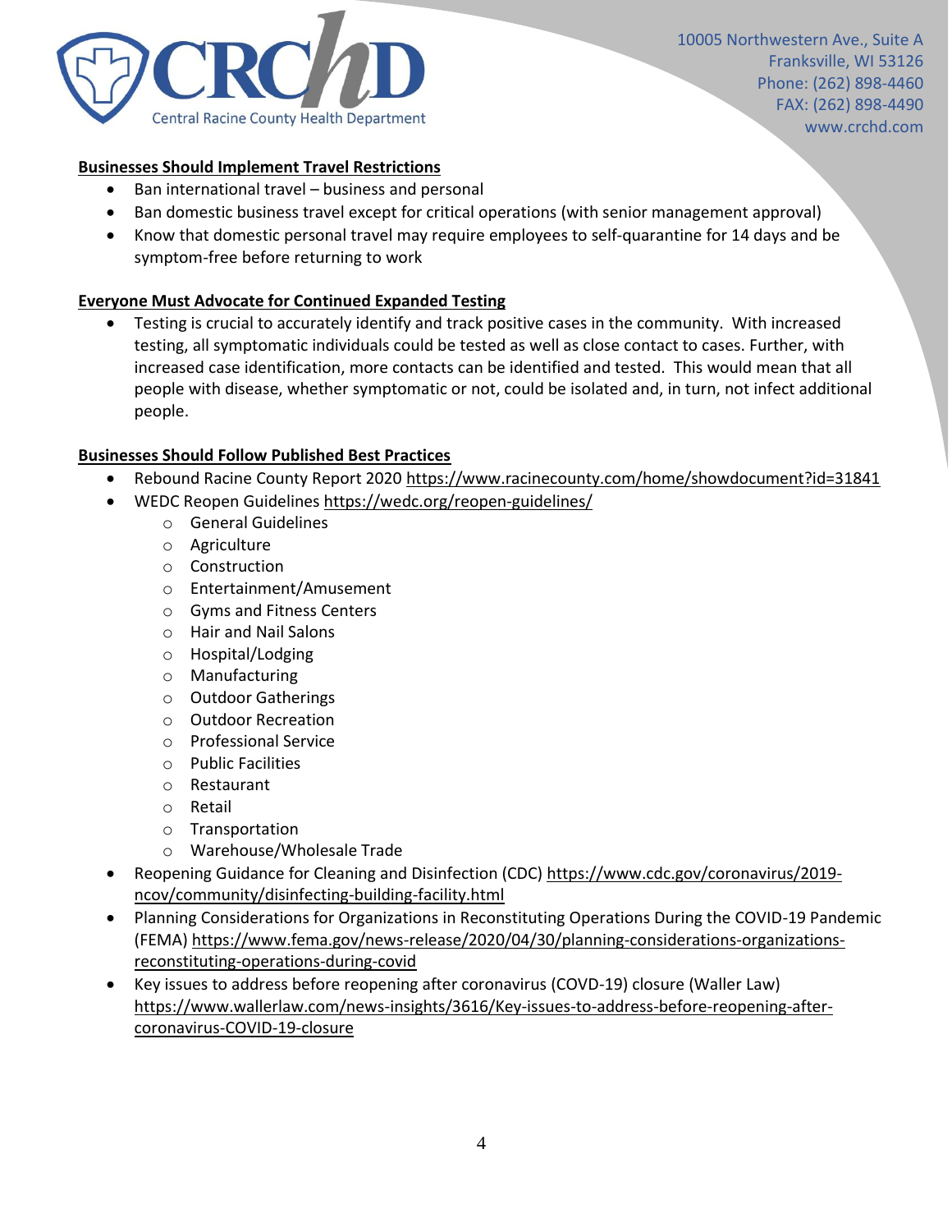CRChD
Central Racine County Health Department

10005 Northwestern Ave., Suite A
Franksville, WI 53126
Phone: (262) 898-4460
FAX: (262) 898-4490
www.crchd.com

**Businesses Should Implement Travel Restrictions**

- Ban international travel – business and personal
- Ban domestic business travel except for critical operations (with senior management approval)
- Know that domestic personal travel may require employees to self-quarantine for 14 days and be symptom-free before returning to work

**Everyone Must Advocate for Continued Expanded Testing**

- Testing is crucial to accurately identify and track positive cases in the community. With increased testing, all symptomatic individuals could be tested as well as close contact to cases. Further, with increased case identification, more contacts can be identified and tested. This would mean that all people with disease, whether symptomatic or not, could be isolated and, in turn, not infect additional people.

**Businesses Should Follow Published Best Practices**

- Rebound Racine County Report 2020 https://www.racinecounty.com/home/showdocument?id=31841
- WEDC Reopen Guidelines https://wedc.org/reopen-guidelines/
  - General Guidelines
  - Agriculture
  - Construction
  - Entertainment/Amusement
  - Gyms and Fitness Centers
  - Hair and Nail Salons
  - Hospital/Lodging
  - Manufacturing
  - Outdoor Gatherings
  - Outdoor Recreation
  - Professional Service
  - Public Facilities
  - Restaurant
  - Retail
  - Transportation
  - Warehouse/Wholesale Trade
- Reopening Guidance for Cleaning and Disinfection (CDC) https://www.cdc.gov/coronavirus/2019-ncov/community/disinfecting-building-facility.html
- Planning Considerations for Organizations in Reconstituting Operations During the COVID-19 Pandemic (FEMA) https://www.fema.gov/news-release/2020/04/30/planning-considerations-organizations-reconstituting-operations-during-covid
- Key issues to address before reopening after coronavirus (COVD-19) closure (Waller Law) https://www.wallerlaw.com/news-insights/3616/Key-issues-to-address-before-reopening-after-coronavirus-COVID-19-closure